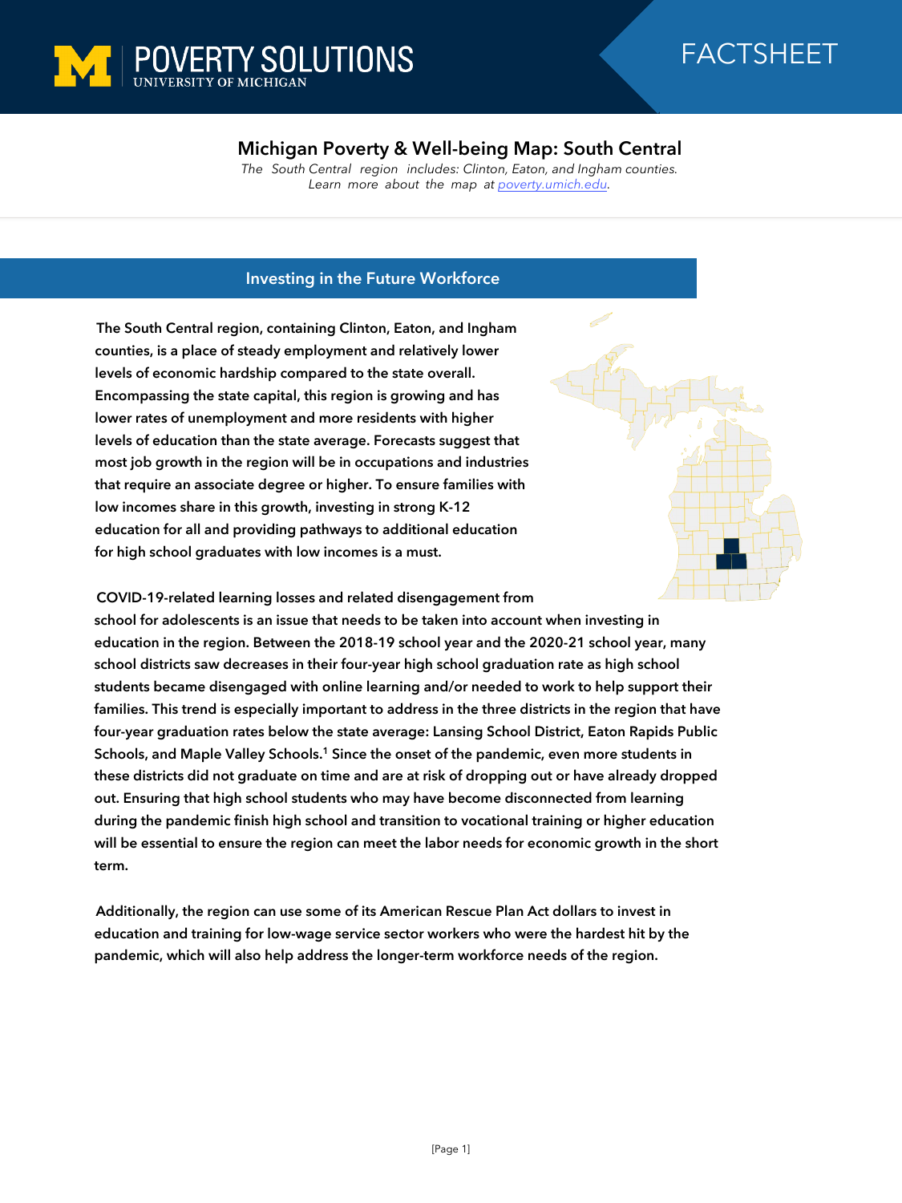POVERTY SOLUTIONS
UNIVERSITY OF MICHIGAN

FACTSHEET

# Michigan Poverty & Well-being Map: South Central

*The South Central region includes: Clinton, Eaton, and Ingham counties.*
*Learn more about the map at [poverty.umich.edu](poverty.umich.edu).*

## Investing in the Future Workforce

**The South Central region, containing Clinton, Eaton, and Ingham counties, is a place of steady employment and relatively lower levels of economic hardship compared to the state overall. Encompassing the state capital, this region is growing and has lower rates of unemployment and more residents with higher levels of education than the state average. Forecasts suggest that most job growth in the region will be in occupations and industries that require an associate degree or higher. To ensure families with low incomes share in this growth, investing in strong K-12 education for all and providing pathways to additional education for high school graduates with low incomes is a must.**

**COVID-19-related learning losses and related disengagement from school for adolescents is an issue that needs to be taken into account when investing in education in the region. Between the 2018-19 school year and the 2020-21 school year, many school districts saw decreases in their four-year high school graduation rate as high school students became disengaged with online learning and/or needed to work to help support their families. This trend is especially important to address in the three districts in the region that have four-year graduation rates below the state average: Lansing School District, Eaton Rapids Public Schools, and Maple Valley Schools.[1] Since the onset of the pandemic, even more students in these districts did not graduate on time and are at risk of dropping out or have already dropped out. Ensuring that high school students who may have become disconnected from learning during the pandemic finish high school and transition to vocational training or higher education will be essential to ensure the region can meet the labor needs for economic growth in the short term.**

**Additionally, the region can use some of its American Rescue Plan Act dollars to invest in education and training for low-wage service sector workers who were the hardest hit by the pandemic, which will also help address the longer-term workforce needs of the region.**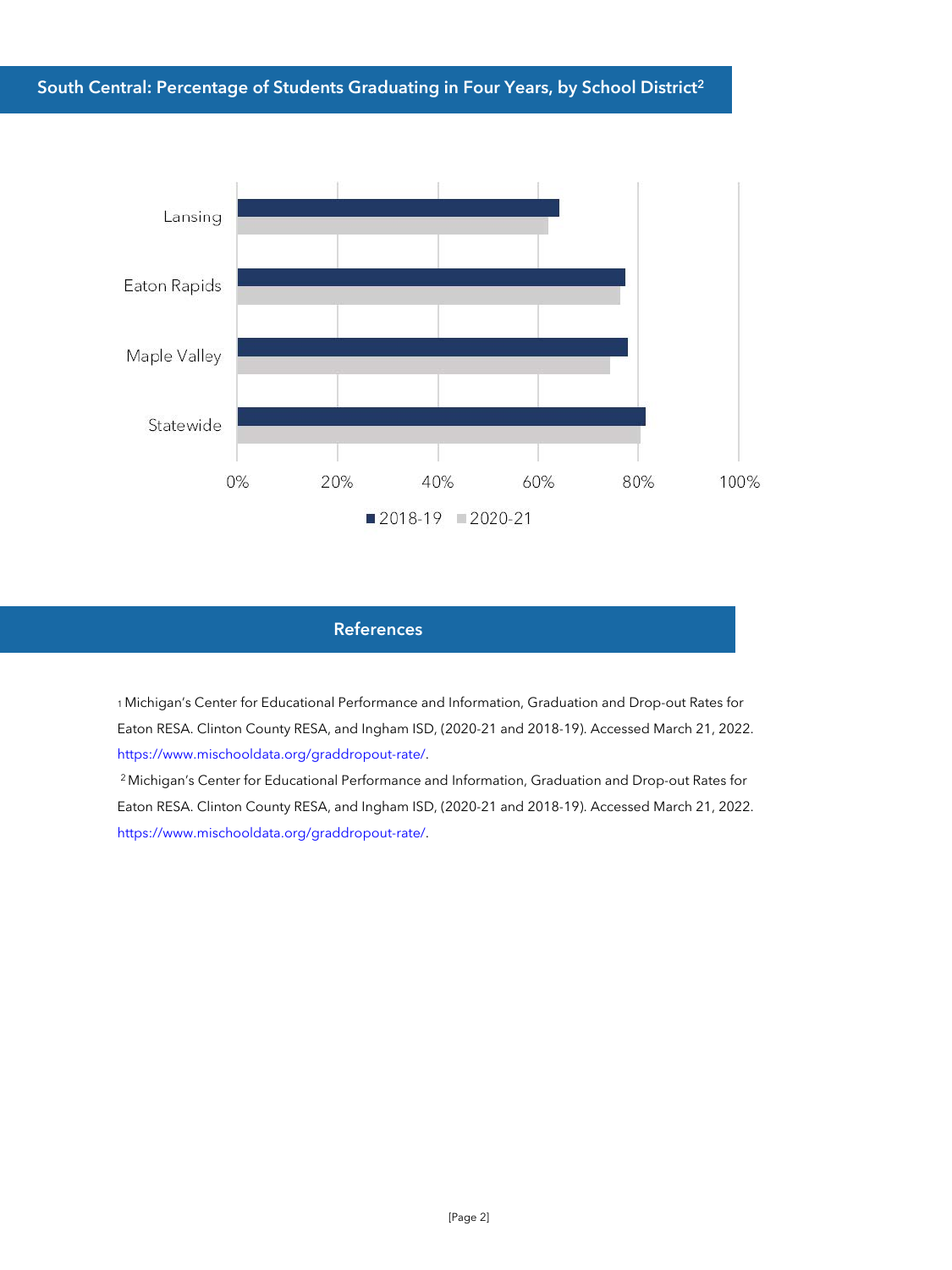## South Central: Percentage of Students Graduating in Four Years, by School District[2]

Lansing

Eaton Rapids

Maple Valley

Statewide

0%
20%
40%
60%
80%
100%

■ 2018-19 ■ 2020-21

## References

[1] Michigan's Center for Educational Performance and Information, Graduation and Drop-out Rates for Eaton RESA. Clinton County RESA, and Ingham ISD, (2020-21 and 2018-19). Accessed March 21, 2022. https://www.mischooldata.org/graddropout-rate/.

[2] Michigan's Center for Educational Performance and Information, Graduation and Drop-out Rates for Eaton RESA. Clinton County RESA, and Ingham ISD, (2020-21 and 2018-19). Accessed March 21, 2022. https://www.mischooldata.org/graddropout-rate/.